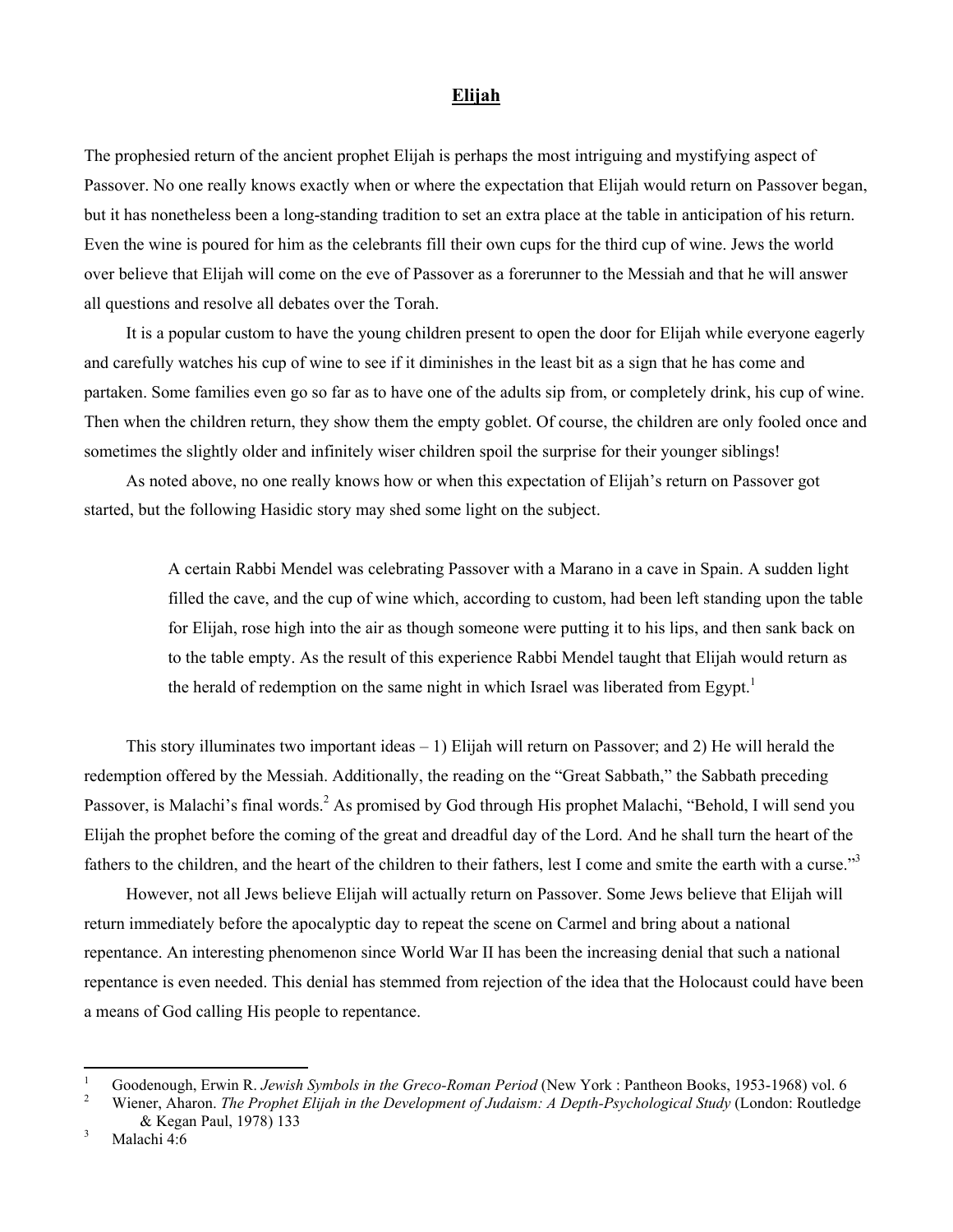# **Elijah**

The prophesied return of the ancient prophet Elijah is perhaps the most intriguing and mystifying aspect of Passover. No one really knows exactly when or where the expectation that Elijah would return on Passover began, but it has nonetheless been a long-standing tradition to set an extra place at the table in anticipation of his return. Even the wine is poured for him as the celebrants fill their own cups for the third cup of wine. Jews the world over believe that Elijah will come on the eve of Passover as a forerunner to the Messiah and that he will answer all questions and resolve all debates over the Torah.

It is a popular custom to have the young children present to open the door for Elijah while everyone eagerly and carefully watches his cup of wine to see if it diminishes in the least bit as a sign that he has come and partaken. Some families even go so far as to have one of the adults sip from, or completely drink, his cup of wine. Then when the children return, they show them the empty goblet. Of course, the children are only fooled once and sometimes the slightly older and infinitely wiser children spoil the surprise for their younger siblings!

As noted above, no one really knows how or when this expectation of Elijah's return on Passover got started, but the following Hasidic story may shed some light on the subject.

> A certain Rabbi Mendel was celebrating Passover with a Marano in a cave in Spain. A sudden light filled the cave, and the cup of wine which, according to custom, had been left standing upon the table for Elijah, rose high into the air as though someone were putting it to his lips, and then sank back on to the table empty. As the result of this experience Rabbi Mendel taught that Elijah would return as the herald of redemption on the same night in which Israel was liberated from Egypt.[1]

This story illuminates two important ideas – 1) Elijah will return on Passover; and 2) He will herald the redemption offered by the Messiah. Additionally, the reading on the "Great Sabbath," the Sabbath preceding Passover, is Malachi's final words.[2] As promised by God through His prophet Malachi, "Behold, I will send you Elijah the prophet before the coming of the great and dreadful day of the Lord. And he shall turn the heart of the fathers to the children, and the heart of the children to their fathers, lest I come and smite the earth with a curse."[3]

However, not all Jews believe Elijah will actually return on Passover. Some Jews believe that Elijah will return immediately before the apocalyptic day to repeat the scene on Carmel and bring about a national repentance. An interesting phenomenon since World War II has been the increasing denial that such a national repentance is even needed. This denial has stemmed from rejection of the idea that the Holocaust could have been a means of God calling His people to repentance.

---

[1] Goodenough, Erwin R. *Jewish Symbols in the Greco-Roman Period* (New York : Pantheon Books, 1953-1968) vol. 6

[2] Wiener, Aharon. *The Prophet Elijah in the Development of Judaism: A Depth-Psychological Study* (London: Routledge & Kegan Paul, 1978) 133

[3] Malachi 4:6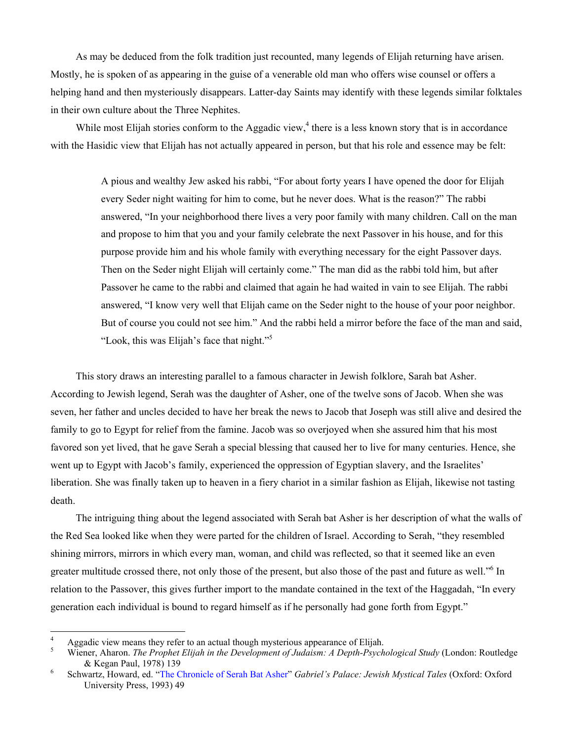As may be deduced from the folk tradition just recounted, many legends of Elijah returning have arisen. Mostly, he is spoken of as appearing in the guise of a venerable old man who offers wise counsel or offers a helping hand and then mysteriously disappears. Latter-day Saints may identify with these legends similar folktales in their own culture about the Three Nephites.

While most Elijah stories conform to the Aggadic view,[4] there is a less known story that is in accordance with the Hasidic view that Elijah has not actually appeared in person, but that his role and essence may be felt:

> A pious and wealthy Jew asked his rabbi, "For about forty years I have opened the door for Elijah every Seder night waiting for him to come, but he never does. What is the reason?" The rabbi answered, "In your neighborhood there lives a very poor family with many children. Call on the man and propose to him that you and your family celebrate the next Passover in his house, and for this purpose provide him and his whole family with everything necessary for the eight Passover days. Then on the Seder night Elijah will certainly come." The man did as the rabbi told him, but after Passover he came to the rabbi and claimed that again he had waited in vain to see Elijah. The rabbi answered, "I know very well that Elijah came on the Seder night to the house of your poor neighbor. But of course you could not see him." And the rabbi held a mirror before the face of the man and said, "Look, this was Elijah's face that night."[5]

This story draws an interesting parallel to a famous character in Jewish folklore, Sarah bat Asher. According to Jewish legend, Serah was the daughter of Asher, one of the twelve sons of Jacob. When she was seven, her father and uncles decided to have her break the news to Jacob that Joseph was still alive and desired the family to go to Egypt for relief from the famine. Jacob was so overjoyed when she assured him that his most favored son yet lived, that he gave Serah a special blessing that caused her to live for many centuries. Hence, she went up to Egypt with Jacob's family, experienced the oppression of Egyptian slavery, and the Israelites' liberation. She was finally taken up to heaven in a fiery chariot in a similar fashion as Elijah, likewise not tasting death.

The intriguing thing about the legend associated with Serah bat Asher is her description of what the walls of the Red Sea looked like when they were parted for the children of Israel. According to Serah, "they resembled shining mirrors, mirrors in which every man, woman, and child was reflected, so that it seemed like an even greater multitude crossed there, not only those of the present, but also those of the past and future as well."[6] In relation to the Passover, this gives further import to the mandate contained in the text of the Haggadah, "In every generation each individual is bound to regard himself as if he personally had gone forth from Egypt."

---

[4] Aggadic view means they refer to an actual though mysterious appearance of Elijah.

[5] Wiener, Aharon. *The Prophet Elijah in the Development of Judaism: A Depth-Psychological Study* (London: Routledge & Kegan Paul, 1978) 139

[6] Schwartz, Howard, ed. "The Chronicle of Serah Bat Asher" *Gabriel's Palace: Jewish Mystical Tales* (Oxford: Oxford University Press, 1993) 49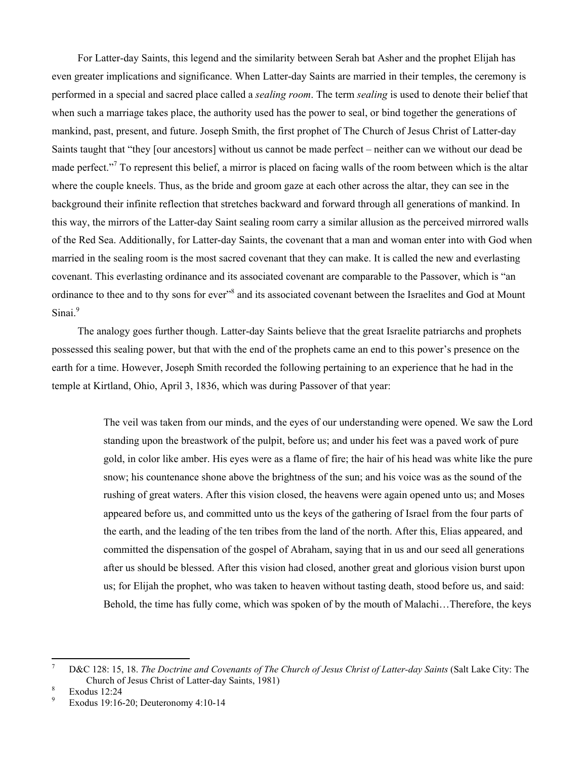For Latter-day Saints, this legend and the similarity between Serah bat Asher and the prophet Elijah has even greater implications and significance. When Latter-day Saints are married in their temples, the ceremony is performed in a special and sacred place called a *sealing room*. The term *sealing* is used to denote their belief that when such a marriage takes place, the authority used has the power to seal, or bind together the generations of mankind, past, present, and future. Joseph Smith, the first prophet of The Church of Jesus Christ of Latter-day Saints taught that "they [our ancestors] without us cannot be made perfect – neither can we without our dead be made perfect."[7] To represent this belief, a mirror is placed on facing walls of the room between which is the altar where the couple kneels. Thus, as the bride and groom gaze at each other across the altar, they can see in the background their infinite reflection that stretches backward and forward through all generations of mankind. In this way, the mirrors of the Latter-day Saint sealing room carry a similar allusion as the perceived mirrored walls of the Red Sea. Additionally, for Latter-day Saints, the covenant that a man and woman enter into with God when married in the sealing room is the most sacred covenant that they can make. It is called the new and everlasting covenant. This everlasting ordinance and its associated covenant are comparable to the Passover, which is "an ordinance to thee and to thy sons for ever"[8] and its associated covenant between the Israelites and God at Mount Sinai.[9]

The analogy goes further though. Latter-day Saints believe that the great Israelite patriarchs and prophets possessed this sealing power, but that with the end of the prophets came an end to this power's presence on the earth for a time. However, Joseph Smith recorded the following pertaining to an experience that he had in the temple at Kirtland, Ohio, April 3, 1836, which was during Passover of that year:

> The veil was taken from our minds, and the eyes of our understanding were opened. We saw the Lord standing upon the breastwork of the pulpit, before us; and under his feet was a paved work of pure gold, in color like amber. His eyes were as a flame of fire; the hair of his head was white like the pure snow; his countenance shone above the brightness of the sun; and his voice was as the sound of the rushing of great waters. After this vision closed, the heavens were again opened unto us; and Moses appeared before us, and committed unto us the keys of the gathering of Israel from the four parts of the earth, and the leading of the ten tribes from the land of the north. After this, Elias appeared, and committed the dispensation of the gospel of Abraham, saying that in us and our seed all generations after us should be blessed. After this vision had closed, another great and glorious vision burst upon us; for Elijah the prophet, who was taken to heaven without tasting death, stood before us, and said: Behold, the time has fully come, which was spoken of by the mouth of Malachi…Therefore, the keys

---

[7] D&C 128: 15, 18. *The Doctrine and Covenants of The Church of Jesus Christ of Latter-day Saints* (Salt Lake City: The Church of Jesus Christ of Latter-day Saints, 1981)

[8] Exodus 12:24

[9] Exodus 19:16-20; Deuteronomy 4:10-14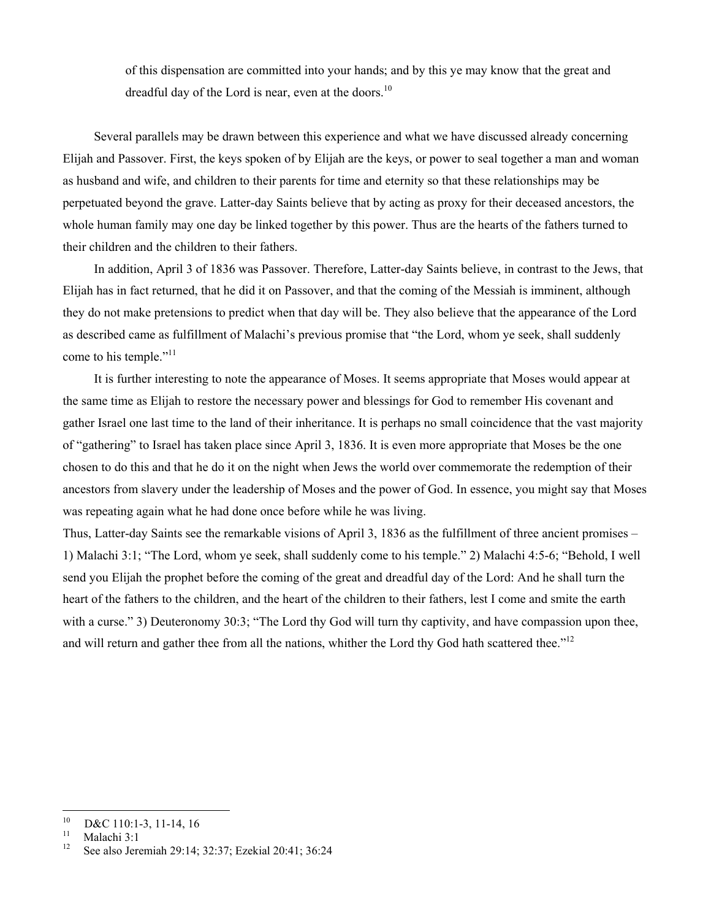> of this dispensation are committed into your hands; and by this ye may know that the great and dreadful day of the Lord is near, even at the doors.[10]

Several parallels may be drawn between this experience and what we have discussed already concerning Elijah and Passover. First, the keys spoken of by Elijah are the keys, or power to seal together a man and woman as husband and wife, and children to their parents for time and eternity so that these relationships may be perpetuated beyond the grave. Latter-day Saints believe that by acting as proxy for their deceased ancestors, the whole human family may one day be linked together by this power. Thus are the hearts of the fathers turned to their children and the children to their fathers.

In addition, April 3 of 1836 was Passover. Therefore, Latter-day Saints believe, in contrast to the Jews, that Elijah has in fact returned, that he did it on Passover, and that the coming of the Messiah is imminent, although they do not make pretensions to predict when that day will be. They also believe that the appearance of the Lord as described came as fulfillment of Malachi's previous promise that "the Lord, whom ye seek, shall suddenly come to his temple."[11]

It is further interesting to note the appearance of Moses. It seems appropriate that Moses would appear at the same time as Elijah to restore the necessary power and blessings for God to remember His covenant and gather Israel one last time to the land of their inheritance. It is perhaps no small coincidence that the vast majority of "gathering" to Israel has taken place since April 3, 1836. It is even more appropriate that Moses be the one chosen to do this and that he do it on the night when Jews the world over commemorate the redemption of their ancestors from slavery under the leadership of Moses and the power of God. In essence, you might say that Moses was repeating again what he had done once before while he was living.

Thus, Latter-day Saints see the remarkable visions of April 3, 1836 as the fulfillment of three ancient promises – 1) Malachi 3:1; "The Lord, whom ye seek, shall suddenly come to his temple." 2) Malachi 4:5-6; "Behold, I well send you Elijah the prophet before the coming of the great and dreadful day of the Lord: And he shall turn the heart of the fathers to the children, and the heart of the children to their fathers, lest I come and smite the earth with a curse." 3) Deuteronomy 30:3; "The Lord thy God will turn thy captivity, and have compassion upon thee, and will return and gather thee from all the nations, whither the Lord thy God hath scattered thee."[12]

---

[10] D&C 110:1-3, 11-14, 16

[11] Malachi 3:1

[12] See also Jeremiah 29:14; 32:37; Ezekial 20:41; 36:24